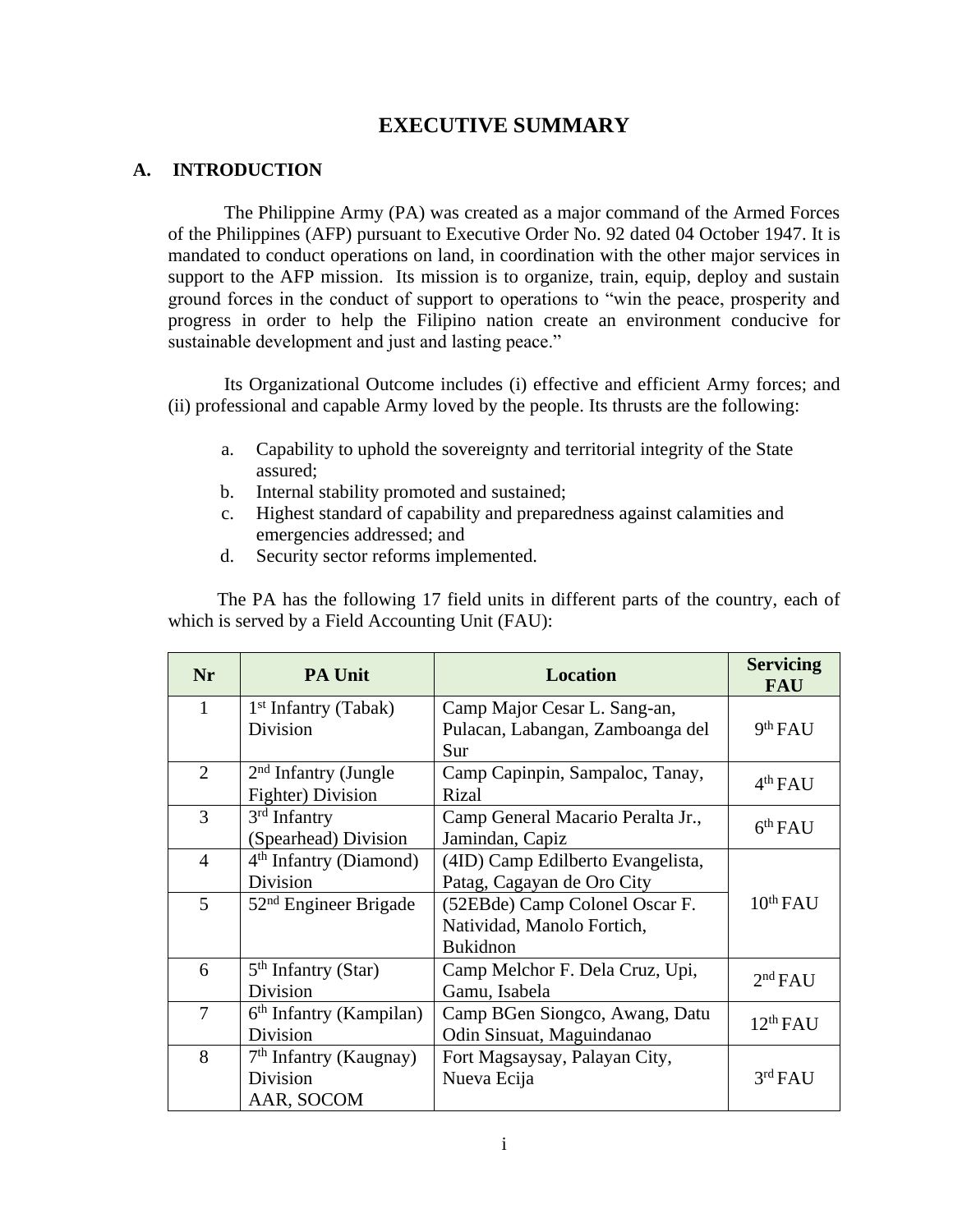# EXECUTIVE SUMMARY

## A. INTRODUCTION

The Philippine Army (PA) was created as a major command of the Armed Forces of the Philippines (AFP) pursuant to Executive Order No. 92 dated 04 October 1947. It is mandated to conduct operations on land, in coordination with the other major services in support to the AFP mission. Its mission is to organize, train, equip, deploy and sustain ground forces in the conduct of support to operations to "win the peace, prosperity and progress in order to help the Filipino nation create an environment conducive for sustainable development and just and lasting peace."

Its Organizational Outcome includes (i) effective and efficient Army forces; and (ii) professional and capable Army loved by the people. Its thrusts are the following:

a. Capability to uphold the sovereignty and territorial integrity of the State assured;
b. Internal stability promoted and sustained;
c. Highest standard of capability and preparedness against calamities and emergencies addressed; and
d. Security sector reforms implemented.

The PA has the following 17 field units in different parts of the country, each of which is served by a Field Accounting Unit (FAU):

| Nr | PA Unit | Location | Servicing FAU |
|---|---|---|---|
| 1 | 1st Infantry (Tabak) Division | Camp Major Cesar L. Sang-an, Pulacan, Labangan, Zamboanga del Sur | 9th FAU |
| 2 | 2nd Infantry (Jungle Fighter) Division | Camp Capinpin, Sampaloc, Tanay, Rizal | 4th FAU |
| 3 | 3rd Infantry (Spearhead) Division | Camp General Macario Peralta Jr., Jamindan, Capiz | 6th FAU |
| 4 | 4th Infantry (Diamond) Division | (4ID) Camp Edilberto Evangelista, Patag, Cagayan de Oro City | 10th FAU |
| 5 | 52nd Engineer Brigade | (52EBde) Camp Colonel Oscar F. Natividad, Manolo Fortich, Bukidnon | |
| 6 | 5th Infantry (Star) Division | Camp Melchor F. Dela Cruz, Upi, Gamu, Isabela | 2nd FAU |
| 7 | 6th Infantry (Kampilan) Division | Camp BGen Siongco, Awang, Datu Odin Sinsuat, Maguindanao | 12th FAU |
| 8 | 7th Infantry (Kaugnay) Division AAR, SOCOM | Fort Magsaysay, Palayan City, Nueva Ecija | 3rd FAU |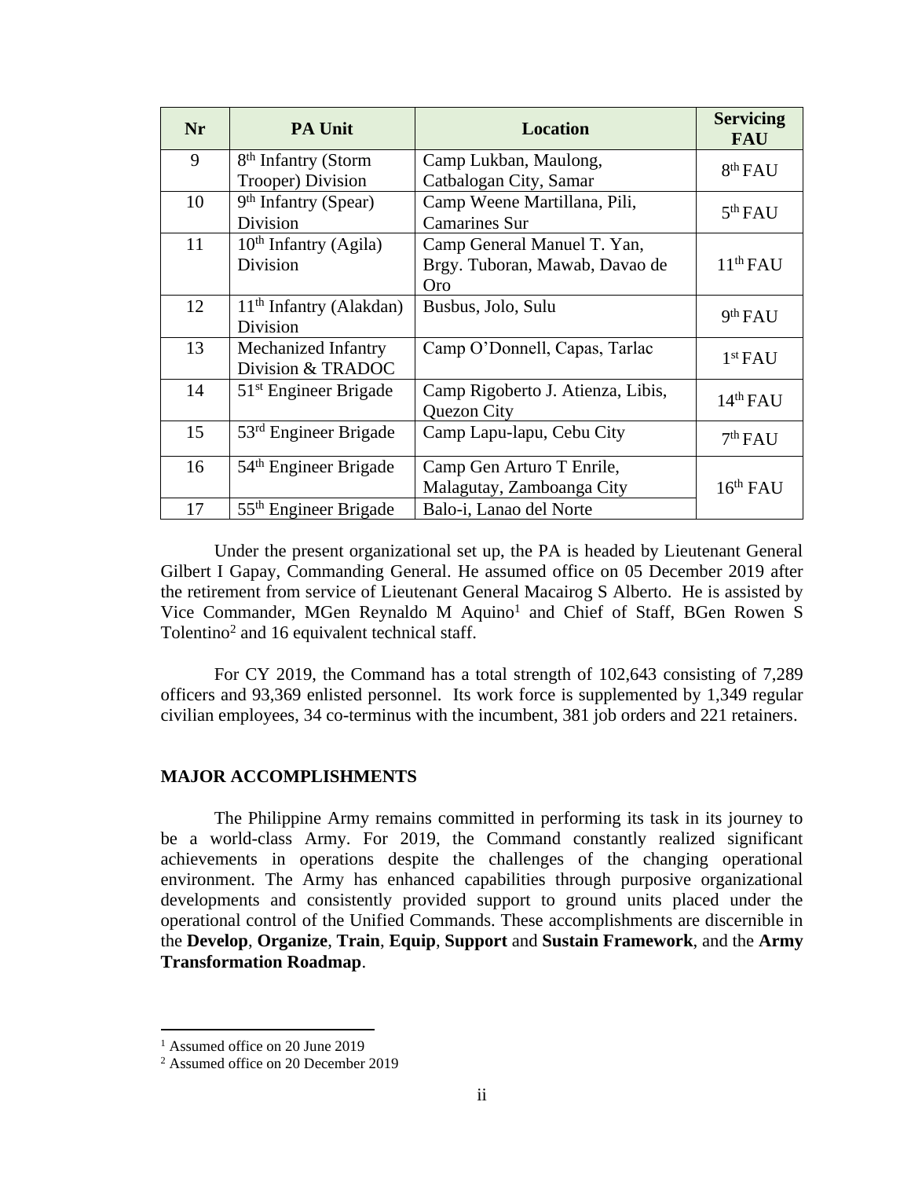| Nr | PA Unit | Location | Servicing FAU |
|---|---|---|---|
| 9 | 8th Infantry (Storm Trooper) Division | Camp Lukban, Maulong, Catbalogan City, Samar | 8th FAU |
| 10 | 9th Infantry (Spear) Division | Camp Weene Martillana, Pili, Camarines Sur | 5th FAU |
| 11 | 10th Infantry (Agila) Division | Camp General Manuel T. Yan, Brgy. Tuboran, Mawab, Davao de Oro | 11th FAU |
| 12 | 11th Infantry (Alakdan) Division | Busbus, Jolo, Sulu | 9th FAU |
| 13 | Mechanized Infantry Division & TRADOC | Camp O'Donnell, Capas, Tarlac | 1st FAU |
| 14 | 51st Engineer Brigade | Camp Rigoberto J. Atienza, Libis, Quezon City | 14th FAU |
| 15 | 53rd Engineer Brigade | Camp Lapu-lapu, Cebu City | 7th FAU |
| 16 | 54th Engineer Brigade | Camp Gen Arturo T Enrile, Malagutay, Zamboanga City | 16th FAU |
| 17 | 55th Engineer Brigade | Balo-i, Lanao del Norte | |

Under the present organizational set up, the PA is headed by Lieutenant General Gilbert I Gapay, Commanding General. He assumed office on 05 December 2019 after the retirement from service of Lieutenant General Macairog S Alberto. He is assisted by Vice Commander, MGen Reynaldo M Aquino[1] and Chief of Staff, BGen Rowen S Tolentino[2] and 16 equivalent technical staff.

For CY 2019, the Command has a total strength of 102,643 consisting of 7,289 officers and 93,369 enlisted personnel. Its work force is supplemented by 1,349 regular civilian employees, 34 co-terminus with the incumbent, 381 job orders and 221 retainers.

## MAJOR ACCOMPLISHMENTS

The Philippine Army remains committed in performing its task in its journey to be a world-class Army. For 2019, the Command constantly realized significant achievements in operations despite the challenges of the changing operational environment. The Army has enhanced capabilities through purposive organizational developments and consistently provided support to ground units placed under the operational control of the Unified Commands. These accomplishments are discernible in the **Develop**, **Organize**, **Train**, **Equip**, **Support** and **Sustain Framework**, and the **Army Transformation Roadmap**.

[1] Assumed office on 20 June 2019

[2] Assumed office on 20 December 2019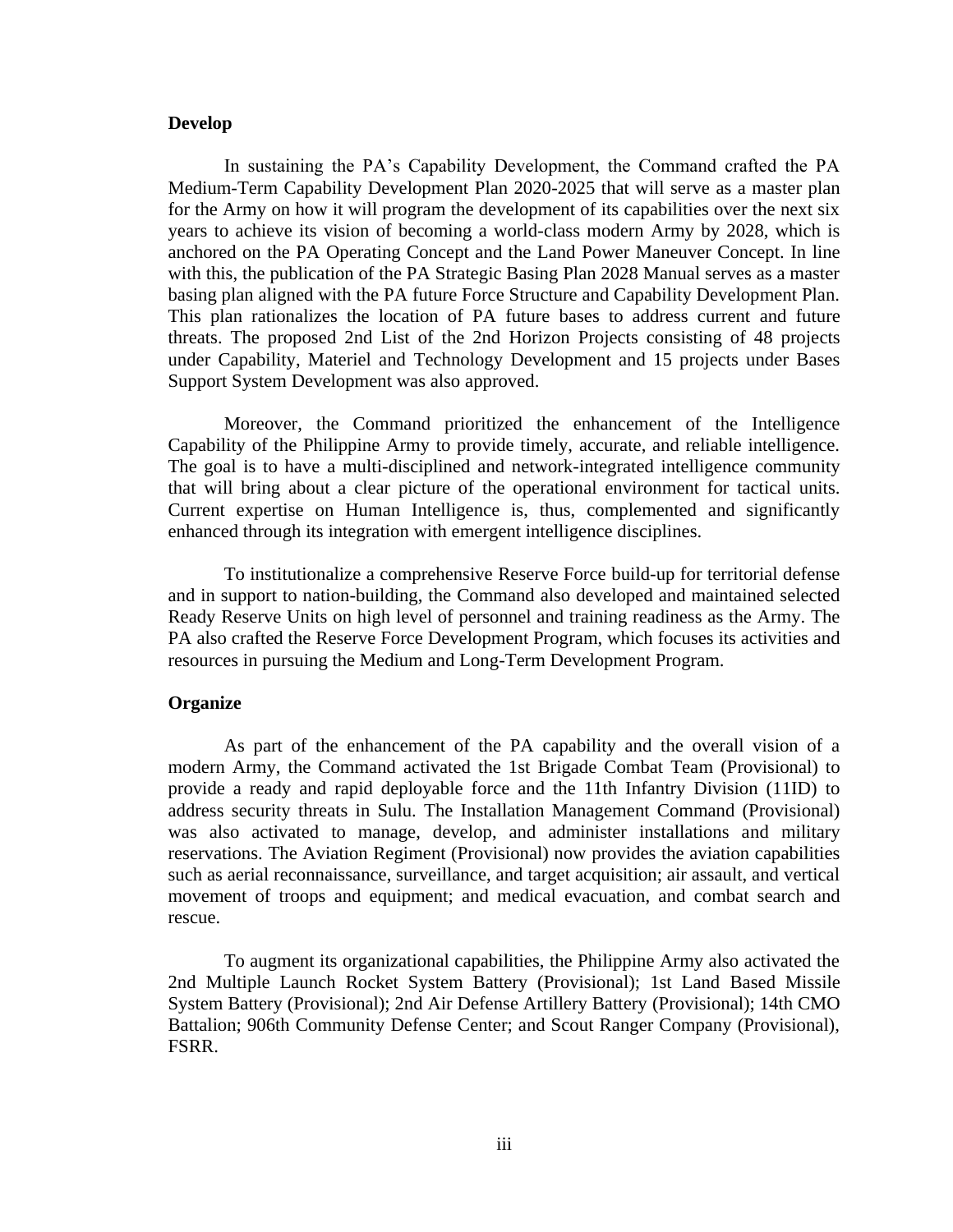**Develop**

In sustaining the PA's Capability Development, the Command crafted the PA Medium-Term Capability Development Plan 2020-2025 that will serve as a master plan for the Army on how it will program the development of its capabilities over the next six years to achieve its vision of becoming a world-class modern Army by 2028, which is anchored on the PA Operating Concept and the Land Power Maneuver Concept. In line with this, the publication of the PA Strategic Basing Plan 2028 Manual serves as a master basing plan aligned with the PA future Force Structure and Capability Development Plan. This plan rationalizes the location of PA future bases to address current and future threats. The proposed 2nd List of the 2nd Horizon Projects consisting of 48 projects under Capability, Materiel and Technology Development and 15 projects under Bases Support System Development was also approved.

Moreover, the Command prioritized the enhancement of the Intelligence Capability of the Philippine Army to provide timely, accurate, and reliable intelligence. The goal is to have a multi-disciplined and network-integrated intelligence community that will bring about a clear picture of the operational environment for tactical units. Current expertise on Human Intelligence is, thus, complemented and significantly enhanced through its integration with emergent intelligence disciplines.

To institutionalize a comprehensive Reserve Force build-up for territorial defense and in support to nation-building, the Command also developed and maintained selected Ready Reserve Units on high level of personnel and training readiness as the Army. The PA also crafted the Reserve Force Development Program, which focuses its activities and resources in pursuing the Medium and Long-Term Development Program.

**Organize**

As part of the enhancement of the PA capability and the overall vision of a modern Army, the Command activated the 1st Brigade Combat Team (Provisional) to provide a ready and rapid deployable force and the 11th Infantry Division (11ID) to address security threats in Sulu. The Installation Management Command (Provisional) was also activated to manage, develop, and administer installations and military reservations. The Aviation Regiment (Provisional) now provides the aviation capabilities such as aerial reconnaissance, surveillance, and target acquisition; air assault, and vertical movement of troops and equipment; and medical evacuation, and combat search and rescue.

To augment its organizational capabilities, the Philippine Army also activated the 2nd Multiple Launch Rocket System Battery (Provisional); 1st Land Based Missile System Battery (Provisional); 2nd Air Defense Artillery Battery (Provisional); 14th CMO Battalion; 906th Community Defense Center; and Scout Ranger Company (Provisional), FSRR.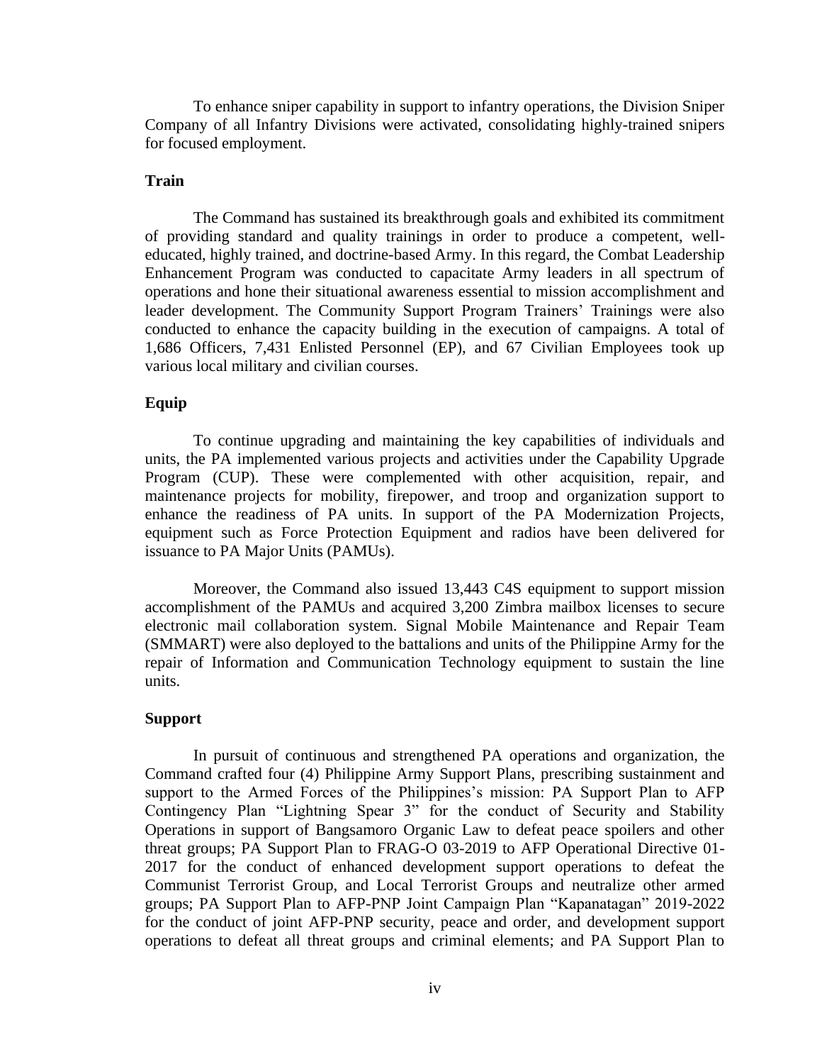To enhance sniper capability in support to infantry operations, the Division Sniper Company of all Infantry Divisions were activated, consolidating highly-trained snipers for focused employment.

**Train**

The Command has sustained its breakthrough goals and exhibited its commitment of providing standard and quality trainings in order to produce a competent, well-educated, highly trained, and doctrine-based Army. In this regard, the Combat Leadership Enhancement Program was conducted to capacitate Army leaders in all spectrum of operations and hone their situational awareness essential to mission accomplishment and leader development. The Community Support Program Trainers' Trainings were also conducted to enhance the capacity building in the execution of campaigns. A total of 1,686 Officers, 7,431 Enlisted Personnel (EP), and 67 Civilian Employees took up various local military and civilian courses.

**Equip**

To continue upgrading and maintaining the key capabilities of individuals and units, the PA implemented various projects and activities under the Capability Upgrade Program (CUP). These were complemented with other acquisition, repair, and maintenance projects for mobility, firepower, and troop and organization support to enhance the readiness of PA units. In support of the PA Modernization Projects, equipment such as Force Protection Equipment and radios have been delivered for issuance to PA Major Units (PAMUs).

Moreover, the Command also issued 13,443 C4S equipment to support mission accomplishment of the PAMUs and acquired 3,200 Zimbra mailbox licenses to secure electronic mail collaboration system. Signal Mobile Maintenance and Repair Team (SMMART) were also deployed to the battalions and units of the Philippine Army for the repair of Information and Communication Technology equipment to sustain the line units.

**Support**

In pursuit of continuous and strengthened PA operations and organization, the Command crafted four (4) Philippine Army Support Plans, prescribing sustainment and support to the Armed Forces of the Philippines's mission: PA Support Plan to AFP Contingency Plan "Lightning Spear 3" for the conduct of Security and Stability Operations in support of Bangsamoro Organic Law to defeat peace spoilers and other threat groups; PA Support Plan to FRAG-O 03-2019 to AFP Operational Directive 01-2017 for the conduct of enhanced development support operations to defeat the Communist Terrorist Group, and Local Terrorist Groups and neutralize other armed groups; PA Support Plan to AFP-PNP Joint Campaign Plan "Kapanatagan" 2019-2022 for the conduct of joint AFP-PNP security, peace and order, and development support operations to defeat all threat groups and criminal elements; and PA Support Plan to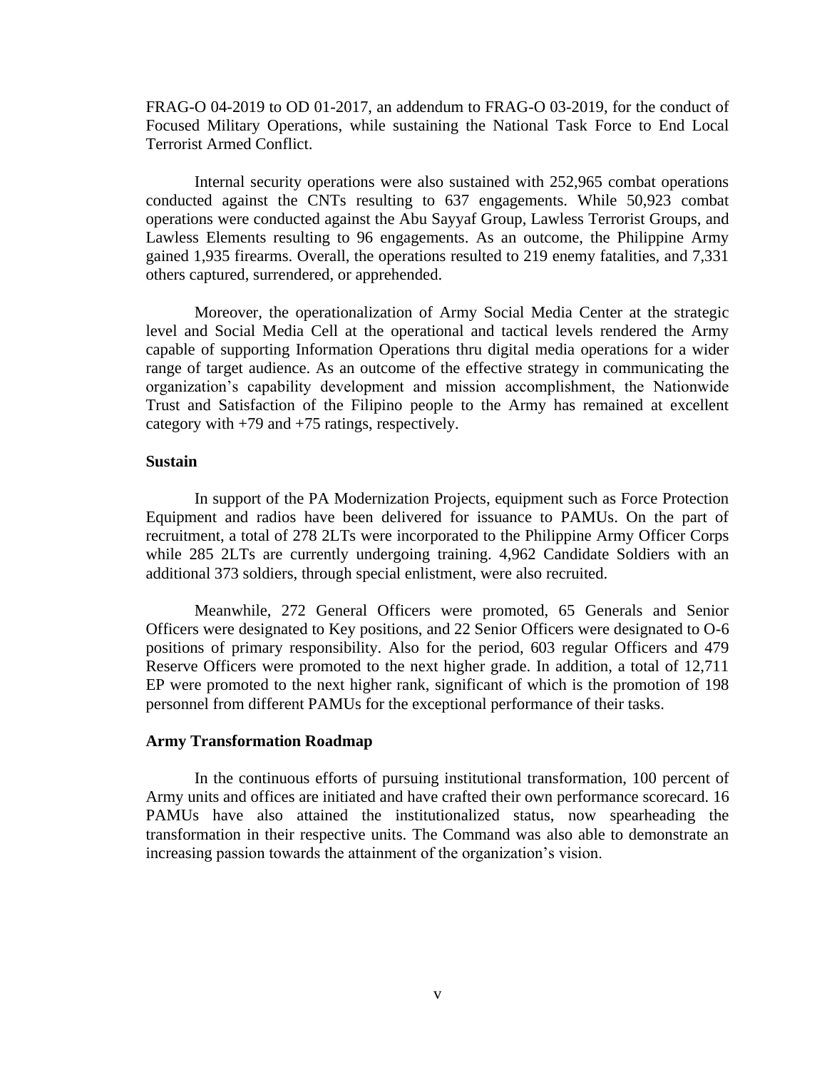FRAG-O 04-2019 to OD 01-2017, an addendum to FRAG-O 03-2019, for the conduct of Focused Military Operations, while sustaining the National Task Force to End Local Terrorist Armed Conflict.

Internal security operations were also sustained with 252,965 combat operations conducted against the CNTs resulting to 637 engagements. While 50,923 combat operations were conducted against the Abu Sayyaf Group, Lawless Terrorist Groups, and Lawless Elements resulting to 96 engagements. As an outcome, the Philippine Army gained 1,935 firearms. Overall, the operations resulted to 219 enemy fatalities, and 7,331 others captured, surrendered, or apprehended.

Moreover, the operationalization of Army Social Media Center at the strategic level and Social Media Cell at the operational and tactical levels rendered the Army capable of supporting Information Operations thru digital media operations for a wider range of target audience. As an outcome of the effective strategy in communicating the organization's capability development and mission accomplishment, the Nationwide Trust and Satisfaction of the Filipino people to the Army has remained at excellent category with +79 and +75 ratings, respectively.

**Sustain**

In support of the PA Modernization Projects, equipment such as Force Protection Equipment and radios have been delivered for issuance to PAMUs. On the part of recruitment, a total of 278 2LTs were incorporated to the Philippine Army Officer Corps while 285 2LTs are currently undergoing training. 4,962 Candidate Soldiers with an additional 373 soldiers, through special enlistment, were also recruited.

Meanwhile, 272 General Officers were promoted, 65 Generals and Senior Officers were designated to Key positions, and 22 Senior Officers were designated to O-6 positions of primary responsibility. Also for the period, 603 regular Officers and 479 Reserve Officers were promoted to the next higher grade. In addition, a total of 12,711 EP were promoted to the next higher rank, significant of which is the promotion of 198 personnel from different PAMUs for the exceptional performance of their tasks.

**Army Transformation Roadmap**

In the continuous efforts of pursuing institutional transformation, 100 percent of Army units and offices are initiated and have crafted their own performance scorecard. 16 PAMUs have also attained the institutionalized status, now spearheading the transformation in their respective units. The Command was also able to demonstrate an increasing passion towards the attainment of the organization's vision.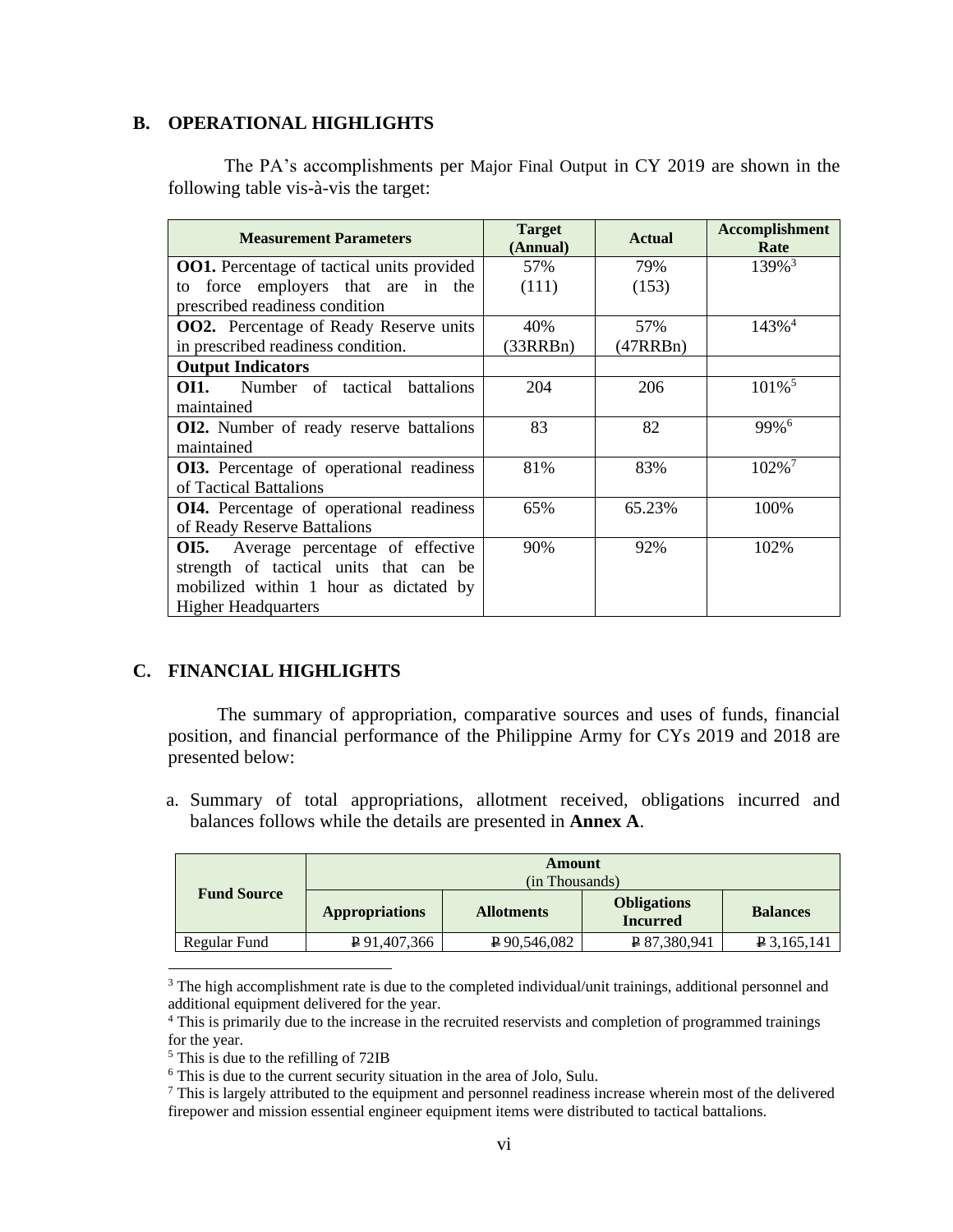## B. OPERATIONAL HIGHLIGHTS

The PA's accomplishments per Major Final Output in CY 2019 are shown in the following table vis-à-vis the target:

| Measurement Parameters | Target (Annual) | Actual | Accomplishment Rate |
|---|---|---|---|
| **OO1.** Percentage of tactical units provided to force employers that are in the prescribed readiness condition | 57% (111) | 79% (153) | 139%[3] |
| **OO2.** Percentage of Ready Reserve units in prescribed readiness condition. | 40% (33RRBn) | 57% (47RRBn) | 143%[4] |
| **Output Indicators** | | | |
| **OI1.** Number of tactical battalions maintained | 204 | 206 | 101%[5] |
| **OI2.** Number of ready reserve battalions maintained | 83 | 82 | 99%[6] |
| **OI3.** Percentage of operational readiness of Tactical Battalions | 81% | 83% | 102%[7] |
| **OI4.** Percentage of operational readiness of Ready Reserve Battalions | 65% | 65.23% | 100% |
| **OI5.** Average percentage of effective strength of tactical units that can be mobilized within 1 hour as dictated by Higher Headquarters | 90% | 92% | 102% |

## C. FINANCIAL HIGHLIGHTS

The summary of appropriation, comparative sources and uses of funds, financial position, and financial performance of the Philippine Army for CYs 2019 and 2018 are presented below:

a. Summary of total appropriations, allotment received, obligations incurred and balances follows while the details are presented in **Annex A**.

| Fund Source | Amount (in Thousands) | | | |
|---|---|---|---|---|
| | **Appropriations** | **Allotments** | **Obligations Incurred** | **Balances** |
| Regular Fund | ₱ 91,407,366 | ₱ 90,546,082 | ₱ 87,380,941 | ₱ 3,165,141 |

[3] The high accomplishment rate is due to the completed individual/unit trainings, additional personnel and additional equipment delivered for the year.

[4] This is primarily due to the increase in the recruited reservists and completion of programmed trainings for the year.

[5] This is due to the refilling of 72IB

[6] This is due to the current security situation in the area of Jolo, Sulu.

[7] This is largely attributed to the equipment and personnel readiness increase wherein most of the delivered firepower and mission essential engineer equipment items were distributed to tactical battalions.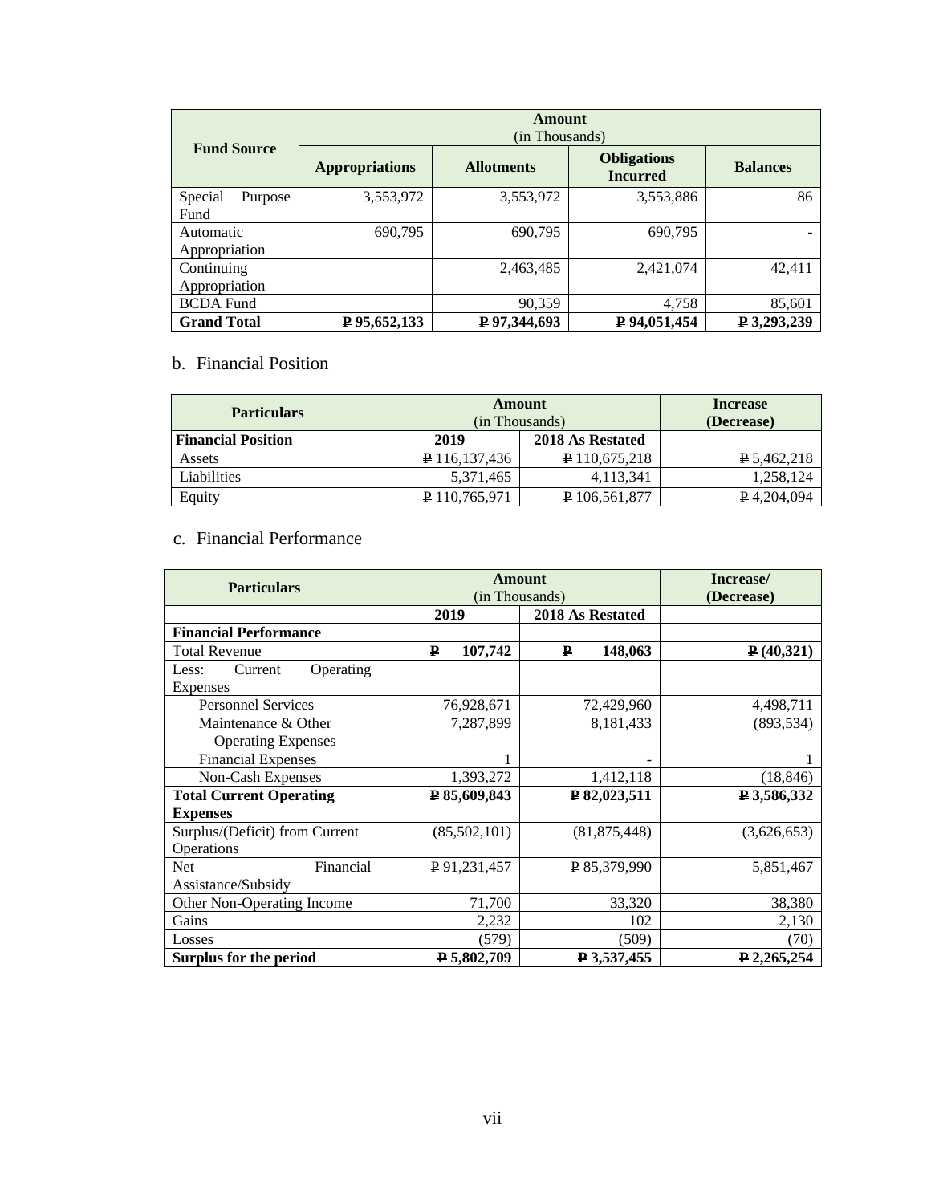| Fund Source | Amount (in Thousands) | | | |
|---|---|---|---|---|
| | Appropriations | Allotments | Obligations Incurred | Balances |
| Special Purpose Fund | 3,553,972 | 3,553,972 | 3,553,886 | 86 |
| Automatic Appropriation | 690,795 | 690,795 | 690,795 | - |
| Continuing Appropriation | | 2,463,485 | 2,421,074 | 42,411 |
| BCDA Fund | | 90,359 | 4,758 | 85,601 |
| **Grand Total** | **₱ 95,652,133** | **₱ 97,344,693** | **₱ 94,051,454** | **₱ 3,293,239** |

b. Financial Position

| Particulars | Amount (in Thousands) | | Increase (Decrease) |
|---|---|---|---|
| **Financial Position** | **2019** | **2018 As Restated** | |
| Assets | ₱ 116,137,436 | ₱ 110,675,218 | ₱ 5,462,218 |
| Liabilities | 5,371,465 | 4,113,341 | 1,258,124 |
| Equity | ₱ 110,765,971 | ₱ 106,561,877 | ₱ 4,204,094 |

c. Financial Performance

| Particulars | Amount (in Thousands) | | Increase/ (Decrease) |
|---|---|---|---|
| | **2019** | **2018 As Restated** | |
| **Financial Performance** | | | |
| Total Revenue | **₱ 107,742** | **₱ 148,063** | **₱ (40,321)** |
| Less: Current Operating Expenses | | | |
| Personnel Services | 76,928,671 | 72,429,960 | 4,498,711 |
| Maintenance & Other Operating Expenses | 7,287,899 | 8,181,433 | (893,534) |
| Financial Expenses | 1 | - | 1 |
| Non-Cash Expenses | 1,393,272 | 1,412,118 | (18,846) |
| **Total Current Operating Expenses** | **₱ 85,609,843** | **₱ 82,023,511** | **₱ 3,586,332** |
| Surplus/(Deficit) from Current Operations | (85,502,101) | (81,875,448) | (3,626,653) |
| Net Financial Assistance/Subsidy | ₱ 91,231,457 | ₱ 85,379,990 | 5,851,467 |
| Other Non-Operating Income | 71,700 | 33,320 | 38,380 |
| Gains | 2,232 | 102 | 2,130 |
| Losses | (579) | (509) | (70) |
| **Surplus for the period** | **₱ 5,802,709** | **₱ 3,537,455** | **₱ 2,265,254** |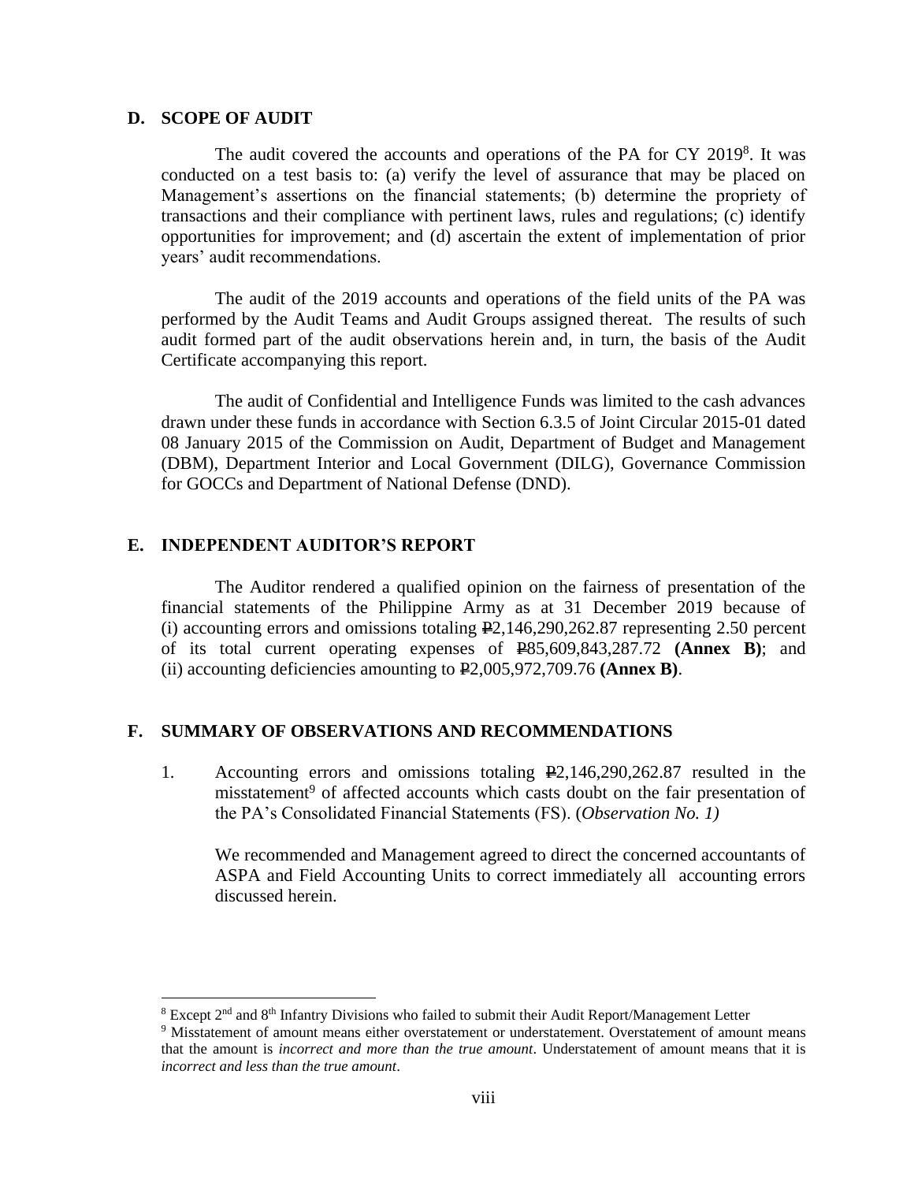## D. SCOPE OF AUDIT

The audit covered the accounts and operations of the PA for CY 2019[8]. It was conducted on a test basis to: (a) verify the level of assurance that may be placed on Management's assertions on the financial statements; (b) determine the propriety of transactions and their compliance with pertinent laws, rules and regulations; (c) identify opportunities for improvement; and (d) ascertain the extent of implementation of prior years' audit recommendations.

The audit of the 2019 accounts and operations of the field units of the PA was performed by the Audit Teams and Audit Groups assigned thereat. The results of such audit formed part of the audit observations herein and, in turn, the basis of the Audit Certificate accompanying this report.

The audit of Confidential and Intelligence Funds was limited to the cash advances drawn under these funds in accordance with Section 6.3.5 of Joint Circular 2015-01 dated 08 January 2015 of the Commission on Audit, Department of Budget and Management (DBM), Department Interior and Local Government (DILG), Governance Commission for GOCCs and Department of National Defense (DND).

## E. INDEPENDENT AUDITOR'S REPORT

The Auditor rendered a qualified opinion on the fairness of presentation of the financial statements of the Philippine Army as at 31 December 2019 because of (i) accounting errors and omissions totaling ₱2,146,290,262.87 representing 2.50 percent of its total current operating expenses of ₱85,609,843,287.72 **(Annex B)**; and (ii) accounting deficiencies amounting to ₱2,005,972,709.76 **(Annex B)**.

## F. SUMMARY OF OBSERVATIONS AND RECOMMENDATIONS

1. Accounting errors and omissions totaling ₱2,146,290,262.87 resulted in the misstatement[9] of affected accounts which casts doubt on the fair presentation of the PA's Consolidated Financial Statements (FS). (*Observation No. 1)*

   We recommended and Management agreed to direct the concerned accountants of ASPA and Field Accounting Units to correct immediately all accounting errors discussed herein.

---

[8] Except 2nd and 8th Infantry Divisions who failed to submit their Audit Report/Management Letter

[9] Misstatement of amount means either overstatement or understatement. Overstatement of amount means that the amount is *incorrect and more than the true amount*. Understatement of amount means that it is *incorrect and less than the true amount*.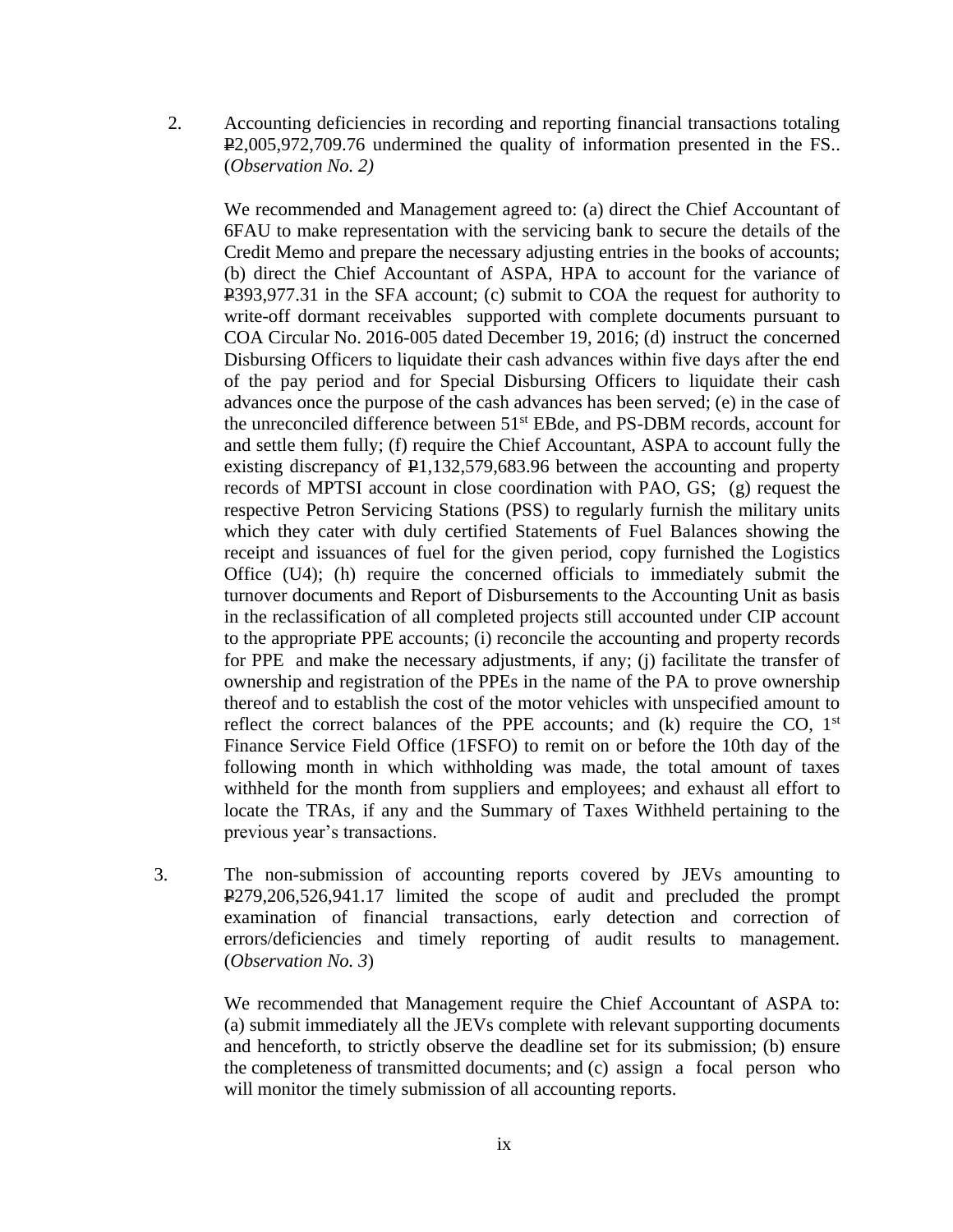2. Accounting deficiencies in recording and reporting financial transactions totaling ₱2,005,972,709.76 undermined the quality of information presented in the FS.. (*Observation No. 2)*

   We recommended and Management agreed to: (a) direct the Chief Accountant of 6FAU to make representation with the servicing bank to secure the details of the Credit Memo and prepare the necessary adjusting entries in the books of accounts; (b) direct the Chief Accountant of ASPA, HPA to account for the variance of ₱393,977.31 in the SFA account; (c) submit to COA the request for authority to write-off dormant receivables supported with complete documents pursuant to COA Circular No. 2016-005 dated December 19, 2016; (d) instruct the concerned Disbursing Officers to liquidate their cash advances within five days after the end of the pay period and for Special Disbursing Officers to liquidate their cash advances once the purpose of the cash advances has been served; (e) in the case of the unreconciled difference between 51st EBde, and PS-DBM records, account for and settle them fully; (f) require the Chief Accountant, ASPA to account fully the existing discrepancy of ₱1,132,579,683.96 between the accounting and property records of MPTSI account in close coordination with PAO, GS; (g) request the respective Petron Servicing Stations (PSS) to regularly furnish the military units which they cater with duly certified Statements of Fuel Balances showing the receipt and issuances of fuel for the given period, copy furnished the Logistics Office (U4); (h) require the concerned officials to immediately submit the turnover documents and Report of Disbursements to the Accounting Unit as basis in the reclassification of all completed projects still accounted under CIP account to the appropriate PPE accounts; (i) reconcile the accounting and property records for PPE and make the necessary adjustments, if any; (j) facilitate the transfer of ownership and registration of the PPEs in the name of the PA to prove ownership thereof and to establish the cost of the motor vehicles with unspecified amount to reflect the correct balances of the PPE accounts; and (k) require the CO, 1st Finance Service Field Office (1FSFO) to remit on or before the 10th day of the following month in which withholding was made, the total amount of taxes withheld for the month from suppliers and employees; and exhaust all effort to locate the TRAs, if any and the Summary of Taxes Withheld pertaining to the previous year's transactions.

3. The non-submission of accounting reports covered by JEVs amounting to ₱279,206,526,941.17 limited the scope of audit and precluded the prompt examination of financial transactions, early detection and correction of errors/deficiencies and timely reporting of audit results to management. (*Observation No. 3*)

   We recommended that Management require the Chief Accountant of ASPA to: (a) submit immediately all the JEVs complete with relevant supporting documents and henceforth, to strictly observe the deadline set for its submission; (b) ensure the completeness of transmitted documents; and (c) assign a focal person who will monitor the timely submission of all accounting reports.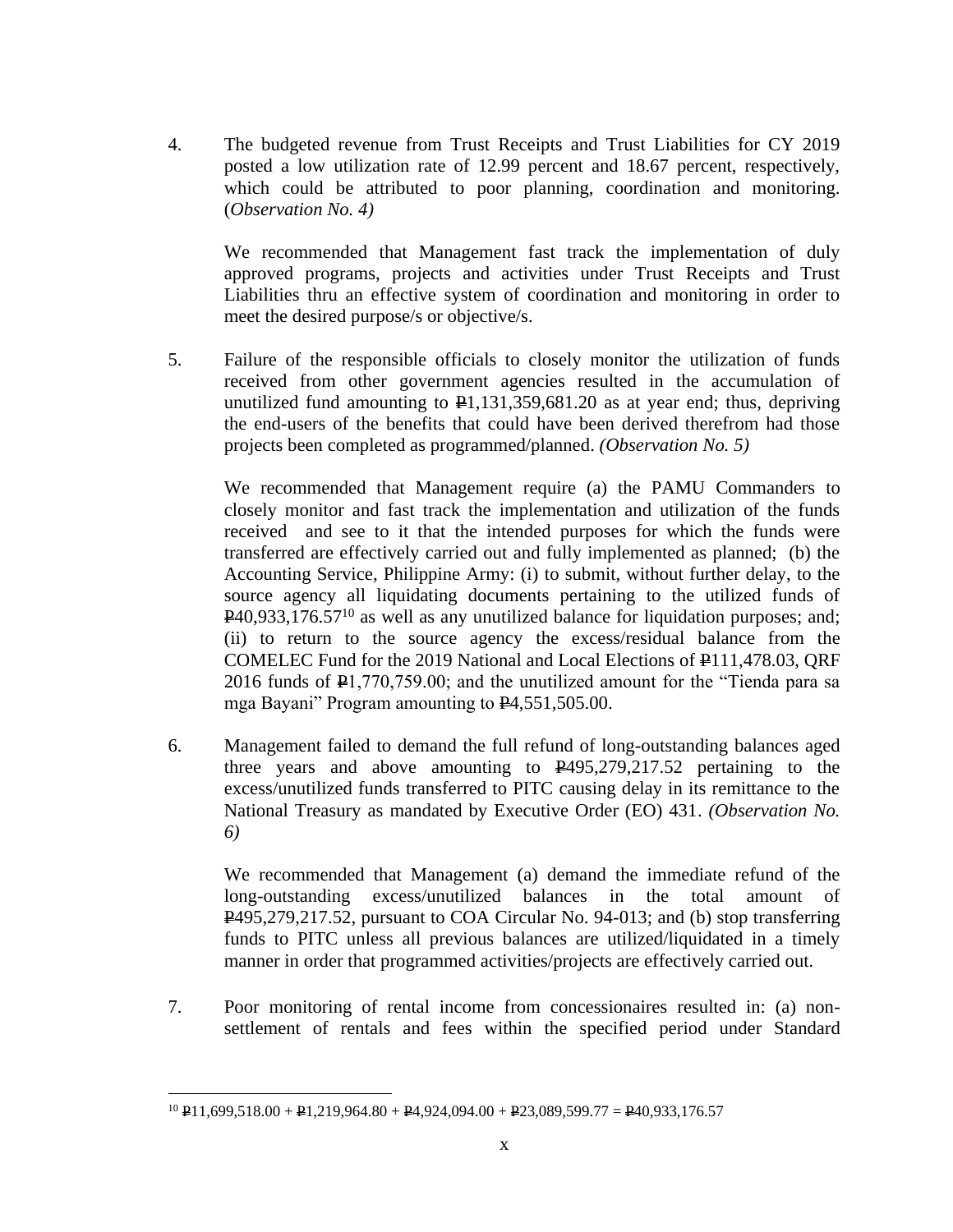4. The budgeted revenue from Trust Receipts and Trust Liabilities for CY 2019 posted a low utilization rate of 12.99 percent and 18.67 percent, respectively, which could be attributed to poor planning, coordination and monitoring. (*Observation No. 4)*

   We recommended that Management fast track the implementation of duly approved programs, projects and activities under Trust Receipts and Trust Liabilities thru an effective system of coordination and monitoring in order to meet the desired purpose/s or objective/s.

5. Failure of the responsible officials to closely monitor the utilization of funds received from other government agencies resulted in the accumulation of unutilized fund amounting to ₱1,131,359,681.20 as at year end; thus, depriving the end-users of the benefits that could have been derived therefrom had those projects been completed as programmed/planned. *(Observation No. 5)*

   We recommended that Management require (a) the PAMU Commanders to closely monitor and fast track the implementation and utilization of the funds received and see to it that the intended purposes for which the funds were transferred are effectively carried out and fully implemented as planned; (b) the Accounting Service, Philippine Army: (i) to submit, without further delay, to the source agency all liquidating documents pertaining to the utilized funds of ₱40,933,176.57[10] as well as any unutilized balance for liquidation purposes; and; (ii) to return to the source agency the excess/residual balance from the COMELEC Fund for the 2019 National and Local Elections of ₱111,478.03, QRF 2016 funds of ₱1,770,759.00; and the unutilized amount for the "Tienda para sa mga Bayani" Program amounting to ₱4,551,505.00.

6. Management failed to demand the full refund of long-outstanding balances aged three years and above amounting to ₱495,279,217.52 pertaining to the excess/unutilized funds transferred to PITC causing delay in its remittance to the National Treasury as mandated by Executive Order (EO) 431. *(Observation No. 6)*

   We recommended that Management (a) demand the immediate refund of the long-outstanding excess/unutilized balances in the total amount of ₱495,279,217.52, pursuant to COA Circular No. 94-013; and (b) stop transferring funds to PITC unless all previous balances are utilized/liquidated in a timely manner in order that programmed activities/projects are effectively carried out.

7. Poor monitoring of rental income from concessionaires resulted in: (a) non-settlement of rentals and fees within the specified period under Standard

---

[10] ₱11,699,518.00 + ₱1,219,964.80 + ₱4,924,094.00 + ₱23,089,599.77 = ₱40,933,176.57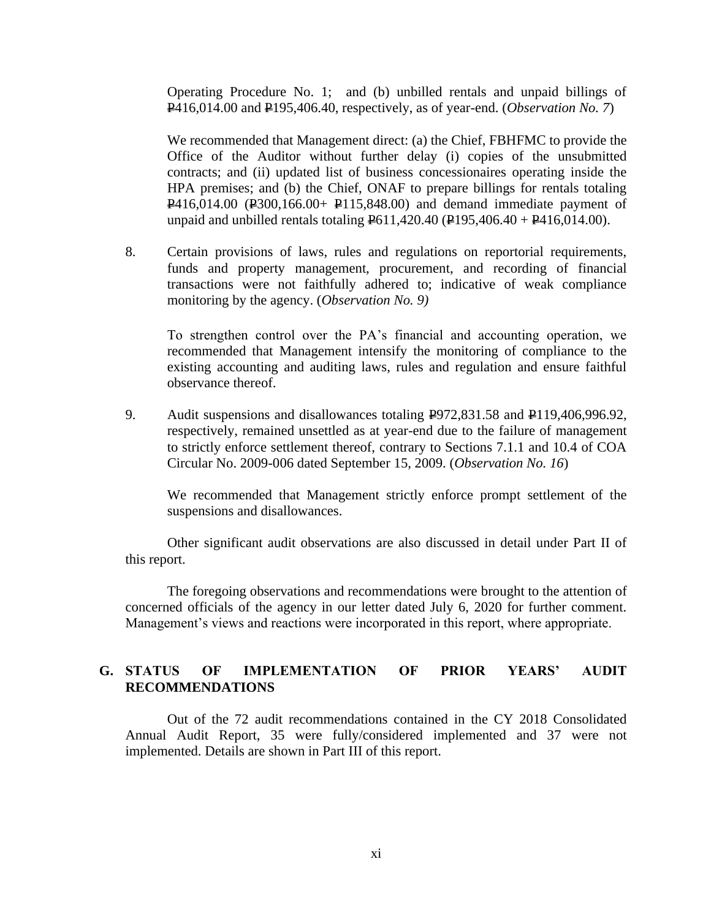Operating Procedure No. 1; and (b) unbilled rentals and unpaid billings of ₱416,014.00 and ₱195,406.40, respectively, as of year-end. (*Observation No. 7*)

We recommended that Management direct: (a) the Chief, FBHFMC to provide the Office of the Auditor without further delay (i) copies of the unsubmitted contracts; and (ii) updated list of business concessionaires operating inside the HPA premises; and (b) the Chief, ONAF to prepare billings for rentals totaling ₱416,014.00 (₱300,166.00+ ₱115,848.00) and demand immediate payment of unpaid and unbilled rentals totaling ₱611,420.40 (₱195,406.40 + ₱416,014.00).

8. Certain provisions of laws, rules and regulations on reportorial requirements, funds and property management, procurement, and recording of financial transactions were not faithfully adhered to; indicative of weak compliance monitoring by the agency. (*Observation No. 9)*

   To strengthen control over the PA's financial and accounting operation, we recommended that Management intensify the monitoring of compliance to the existing accounting and auditing laws, rules and regulation and ensure faithful observance thereof.

9. Audit suspensions and disallowances totaling ₱972,831.58 and ₱119,406,996.92, respectively, remained unsettled as at year-end due to the failure of management to strictly enforce settlement thereof, contrary to Sections 7.1.1 and 10.4 of COA Circular No. 2009-006 dated September 15, 2009. (*Observation No. 16*)

   We recommended that Management strictly enforce prompt settlement of the suspensions and disallowances.

Other significant audit observations are also discussed in detail under Part II of this report.

The foregoing observations and recommendations were brought to the attention of concerned officials of the agency in our letter dated July 6, 2020 for further comment. Management's views and reactions were incorporated in this report, where appropriate.

## G. STATUS OF IMPLEMENTATION OF PRIOR YEARS' AUDIT RECOMMENDATIONS

Out of the 72 audit recommendations contained in the CY 2018 Consolidated Annual Audit Report, 35 were fully/considered implemented and 37 were not implemented. Details are shown in Part III of this report.